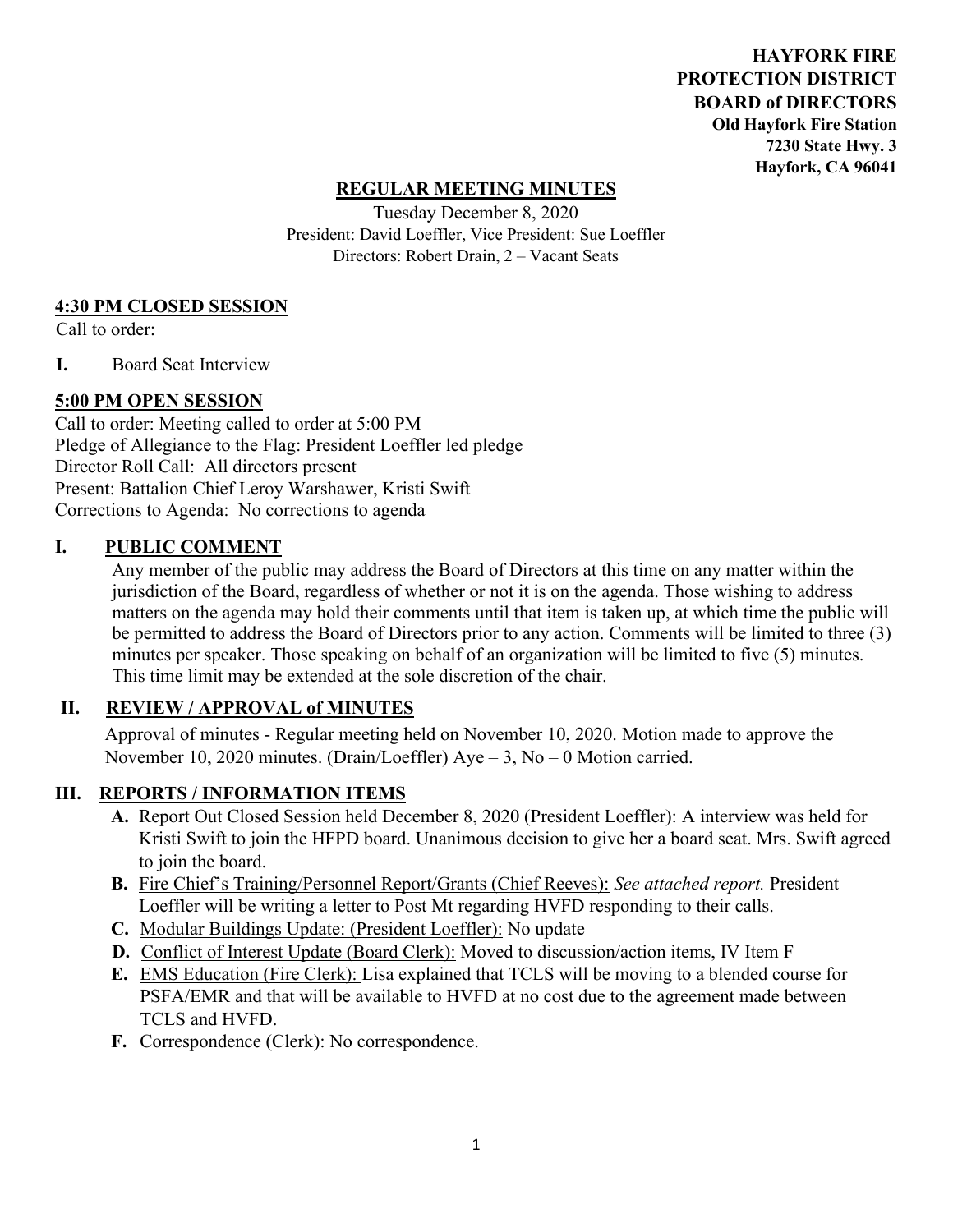**HAYFORK FIRE PROTECTION DISTRICT BOARD of DIRECTORS**
**Old Hayfork Fire Station**
**7230 State Hwy. 3**
**Hayfork, CA 96041**

# REGULAR MEETING MINUTES

Tuesday December 8, 2020
President: David Loeffler, Vice President: Sue Loeffler
Directors: Robert Drain, 2 – Vacant Seats

## 4:30 PM CLOSED SESSION

Call to order:

**I.** Board Seat Interview

## 5:00 PM OPEN SESSION

Call to order: Meeting called to order at 5:00 PM
Pledge of Allegiance to the Flag: President Loeffler led pledge
Director Roll Call: All directors present
Present: Battalion Chief Leroy Warshawer, Kristi Swift
Corrections to Agenda: No corrections to agenda

## I. PUBLIC COMMENT

Any member of the public may address the Board of Directors at this time on any matter within the jurisdiction of the Board, regardless of whether or not it is on the agenda. Those wishing to address matters on the agenda may hold their comments until that item is taken up, at which time the public will be permitted to address the Board of Directors prior to any action. Comments will be limited to three (3) minutes per speaker. Those speaking on behalf of an organization will be limited to five (5) minutes. This time limit may be extended at the sole discretion of the chair.

## II. REVIEW / APPROVAL of MINUTES

Approval of minutes - Regular meeting held on November 10, 2020. Motion made to approve the November 10, 2020 minutes. (Drain/Loeffler) Aye – 3, No – 0 Motion carried.

## III. REPORTS / INFORMATION ITEMS

**A.** Report Out Closed Session held December 8, 2020 (President Loeffler): A interview was held for Kristi Swift to join the HFPD board. Unanimous decision to give her a board seat. Mrs. Swift agreed to join the board.

**B.** Fire Chief's Training/Personnel Report/Grants (Chief Reeves): *See attached report.* President Loeffler will be writing a letter to Post Mt regarding HVFD responding to their calls.

**C.** Modular Buildings Update: (President Loeffler): No update

**D.** Conflict of Interest Update (Board Clerk): Moved to discussion/action items, IV Item F

**E.** EMS Education (Fire Clerk): Lisa explained that TCLS will be moving to a blended course for PSFA/EMR and that will be available to HVFD at no cost due to the agreement made between TCLS and HVFD.

**F.** Correspondence (Clerk): No correspondence.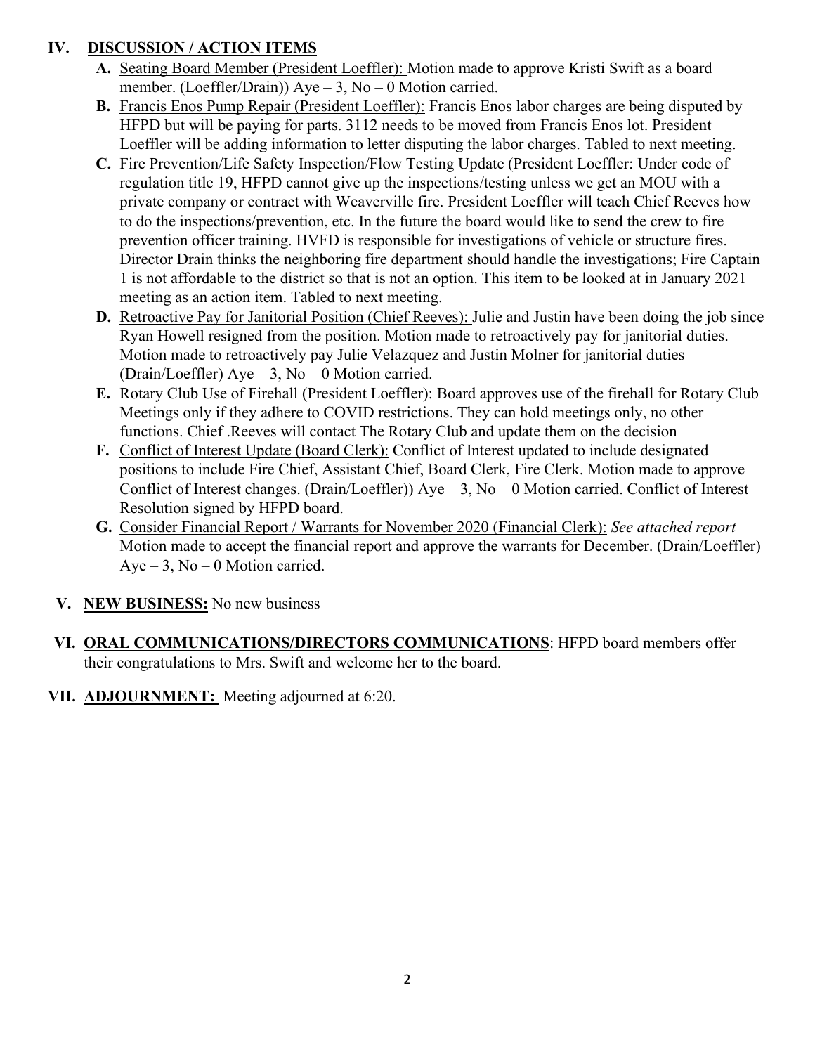## IV. <u>DISCUSSION / ACTION ITEMS</u>

**A.** <u>Seating Board Member (President Loeffler):</u> Motion made to approve Kristi Swift as a board member. (Loeffler/Drain)) Aye – 3, No – 0 Motion carried.

**B.** <u>Francis Enos Pump Repair (President Loeffler):</u> Francis Enos labor charges are being disputed by HFPD but will be paying for parts. 3112 needs to be moved from Francis Enos lot. President Loeffler will be adding information to letter disputing the labor charges. Tabled to next meeting.

**C.** <u>Fire Prevention/Life Safety Inspection/Flow Testing Update (President Loeffler:</u> Under code of regulation title 19, HFPD cannot give up the inspections/testing unless we get an MOU with a private company or contract with Weaverville fire. President Loeffler will teach Chief Reeves how to do the inspections/prevention, etc. In the future the board would like to send the crew to fire prevention officer training. HVFD is responsible for investigations of vehicle or structure fires. Director Drain thinks the neighboring fire department should handle the investigations; Fire Captain 1 is not affordable to the district so that is not an option. This item to be looked at in January 2021 meeting as an action item. Tabled to next meeting.

**D.** <u>Retroactive Pay for Janitorial Position (Chief Reeves):</u> Julie and Justin have been doing the job since Ryan Howell resigned from the position. Motion made to retroactively pay for janitorial duties. Motion made to retroactively pay Julie Velazquez and Justin Molner for janitorial duties (Drain/Loeffler) Aye – 3, No – 0 Motion carried.

**E.** <u>Rotary Club Use of Firehall (President Loeffler):</u> Board approves use of the firehall for Rotary Club Meetings only if they adhere to COVID restrictions. They can hold meetings only, no other functions. Chief .Reeves will contact The Rotary Club and update them on the decision

**F.** <u>Conflict of Interest Update (Board Clerk):</u> Conflict of Interest updated to include designated positions to include Fire Chief, Assistant Chief, Board Clerk, Fire Clerk. Motion made to approve Conflict of Interest changes. (Drain/Loeffler)) Aye – 3, No – 0 Motion carried. Conflict of Interest Resolution signed by HFPD board.

**G.** <u>Consider Financial Report / Warrants for November 2020 (Financial Clerk):</u> *See attached report* Motion made to accept the financial report and approve the warrants for December. (Drain/Loeffler) Aye – 3, No – 0 Motion carried.

## V. <u>NEW BUSINESS:</u> No new business

## VI. <u>ORAL COMMUNICATIONS/DIRECTORS COMMUNICATIONS</u>: HFPD board members offer their congratulations to Mrs. Swift and welcome her to the board.

## VII. <u>ADJOURNMENT:</u> Meeting adjourned at 6:20.